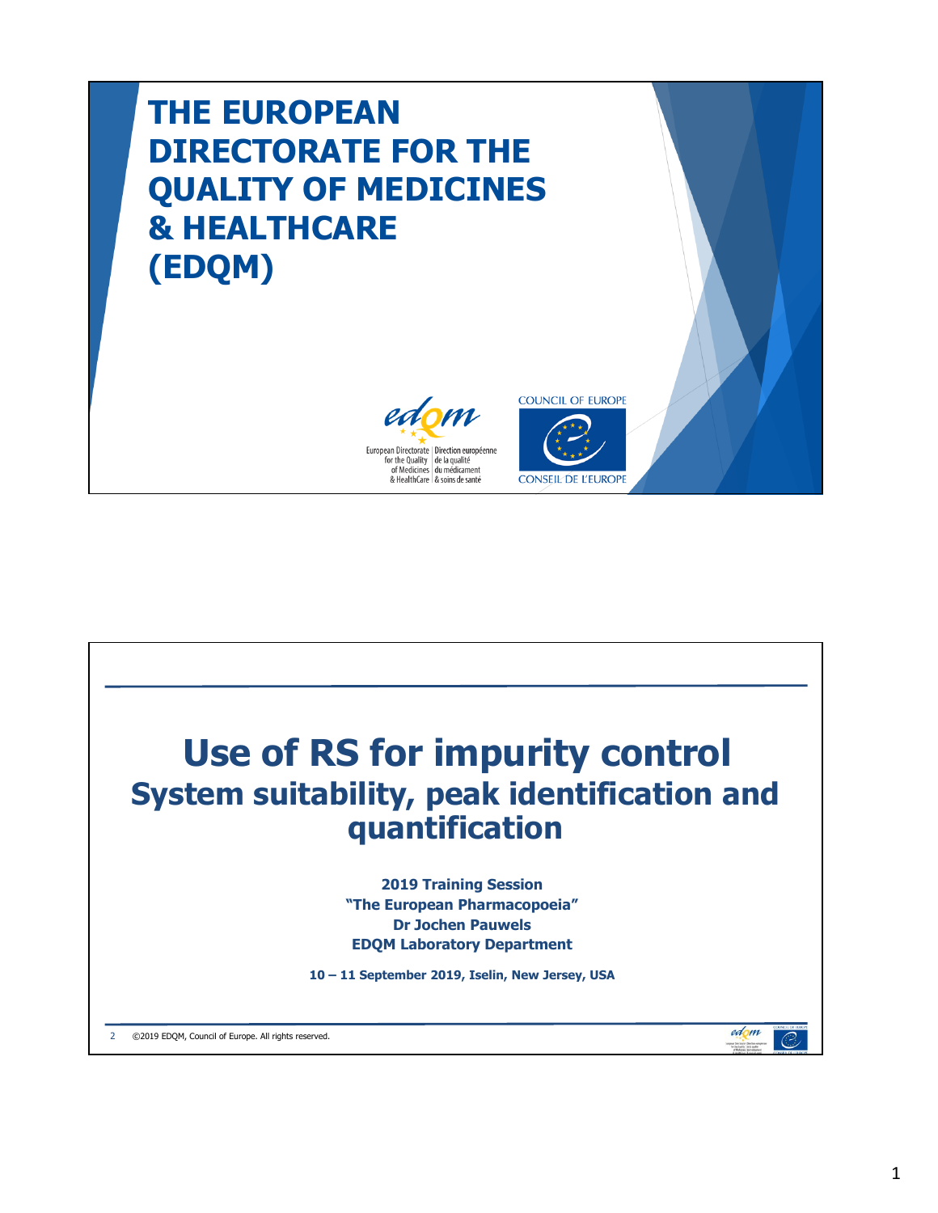# THE EUROPEAN DIRECTORATE FOR THE QUALITY OF MEDICINES & HEALTHCARE (EDQM)

European Directorate for the Quality of Medicines & HealthCare | Direction européenne de la qualité du médicament & soins de santé

COUNCIL OF EUROPE

CONSEIL DE L'EUROPE

# Use of RS for impurity control

## System suitability, peak identification and quantification

**2019 Training Session**
**"The European Pharmacopoeia"**
**Dr Jochen Pauwels**
**EDQM Laboratory Department**

**10 – 11 September 2019, Iselin, New Jersey, USA**

©2019 EDQM, Council of Europe. All rights reserved.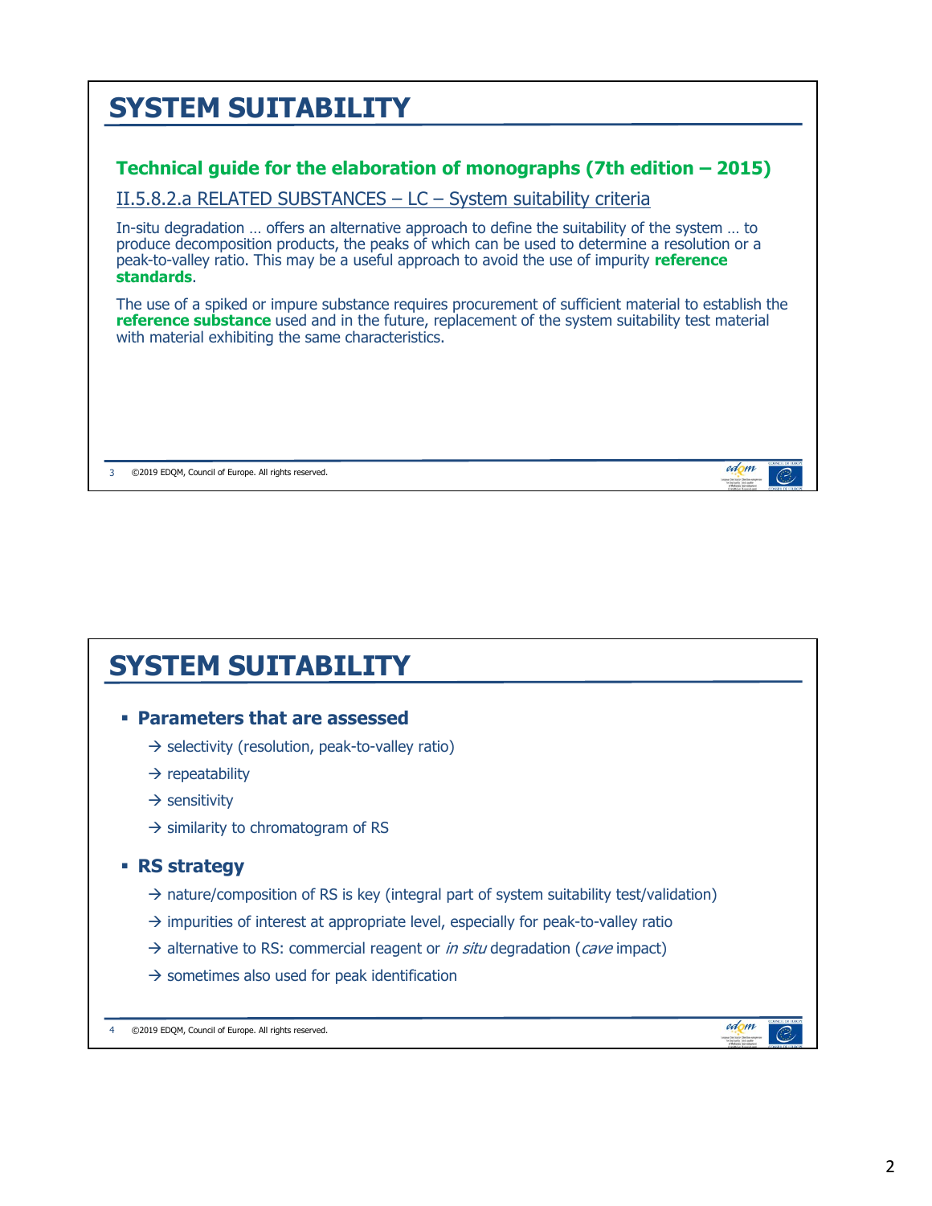# SYSTEM SUITABILITY

**Technical guide for the elaboration of monographs (7th edition – 2015)**

II.5.8.2.a RELATED SUBSTANCES – LC – System suitability criteria

In-situ degradation … offers an alternative approach to define the suitability of the system … to produce decomposition products, the peaks of which can be used to determine a resolution or a peak-to-valley ratio. This may be a useful approach to avoid the use of impurity **reference standards**.

The use of a spiked or impure substance requires procurement of sufficient material to establish the **reference substance** used and in the future, replacement of the system suitability test material with material exhibiting the same characteristics.

# SYSTEM SUITABILITY

- **Parameters that are assessed**
  - → selectivity (resolution, peak-to-valley ratio)
  - → repeatability
  - → sensitivity
  - → similarity to chromatogram of RS
- **RS strategy**
  - → nature/composition of RS is key (integral part of system suitability test/validation)
  - → impurities of interest at appropriate level, especially for peak-to-valley ratio
  - → alternative to RS: commercial reagent or *in situ* degradation (*cave* impact)
  - → sometimes also used for peak identification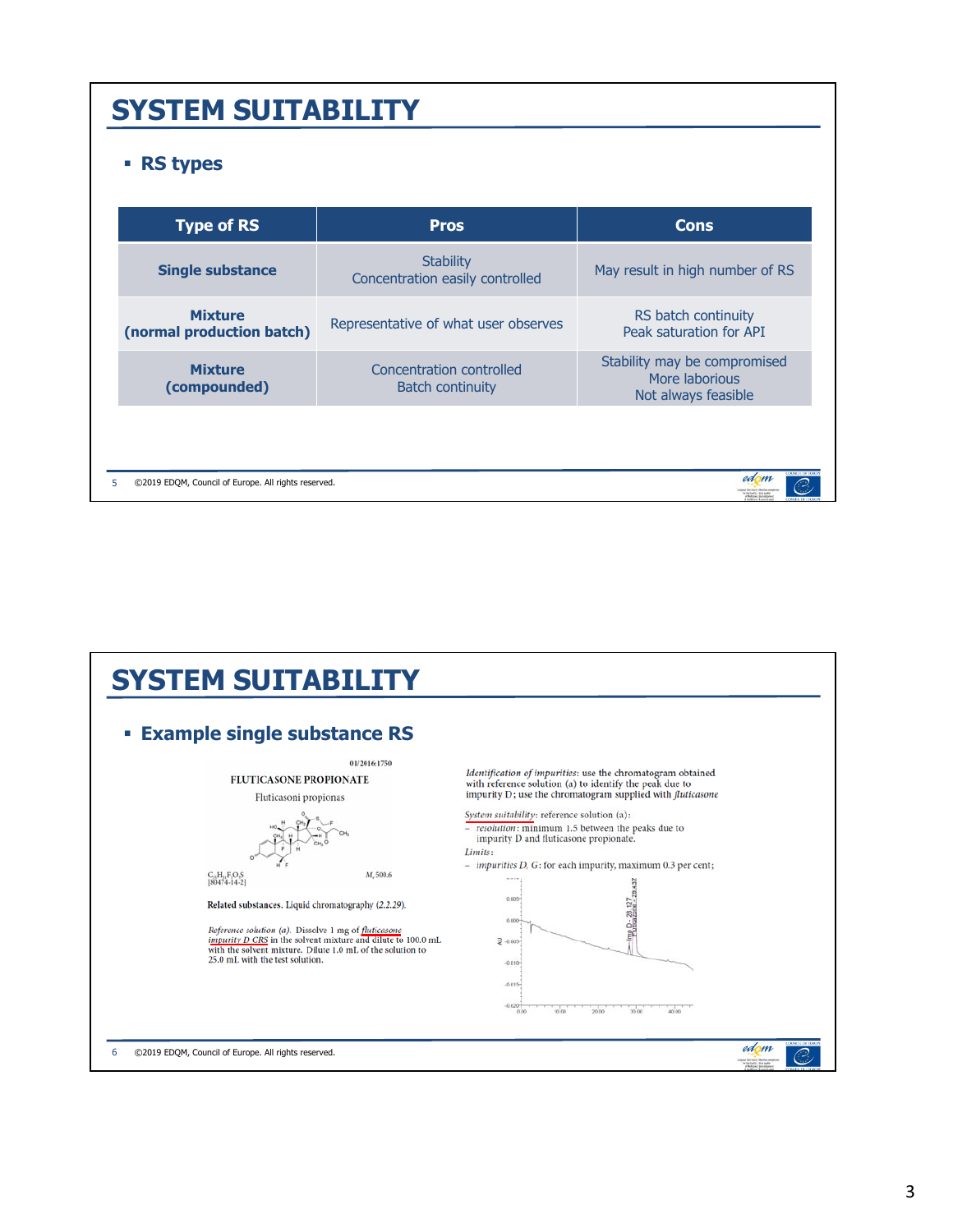# SYSTEM SUITABILITY

- **RS types**

| Type of RS | Pros | Cons |
| --- | --- | --- |
| **Single substance** | Stability<br>Concentration easily controlled | May result in high number of RS |
| **Mixture (normal production batch)** | Representative of what user observes | RS batch continuity<br>Peak saturation for API |
| **Mixture (compounded)** | Concentration controlled<br>Batch continuity | Stability may be compromised<br>More laborious<br>Not always feasible |

# SYSTEM SUITABILITY

- **Example single substance RS**

01/2016:1750

FLUTICASONE PROPIONATE

Fluticasoni propionas

$C_{25}H_{31}F_3O_5S$ $M_r$ 500.6
[80474-14-2]

**Related substances.** Liquid chromatography (2.2.29).

*Reference solution (a).* Dissolve 1 mg of *fluticasone impurity D CRS* in the solvent mixture and dilute to 100.0 mL with the solvent mixture. Dilute 1.0 mL of the solution to 25.0 mL with the test solution.

*Identification of impurities*: use the chromatogram obtained with reference solution (a) to identify the peak due to impurity D; use the chromatogram supplied with *fluticasone*

*System suitability*: reference solution (a):
- *resolution*: minimum 1.5 between the peaks due to impurity D and fluticasone propionate.

*Limits*:
- *impurities D, G*: for each impurity, maximum 0.3 per cent;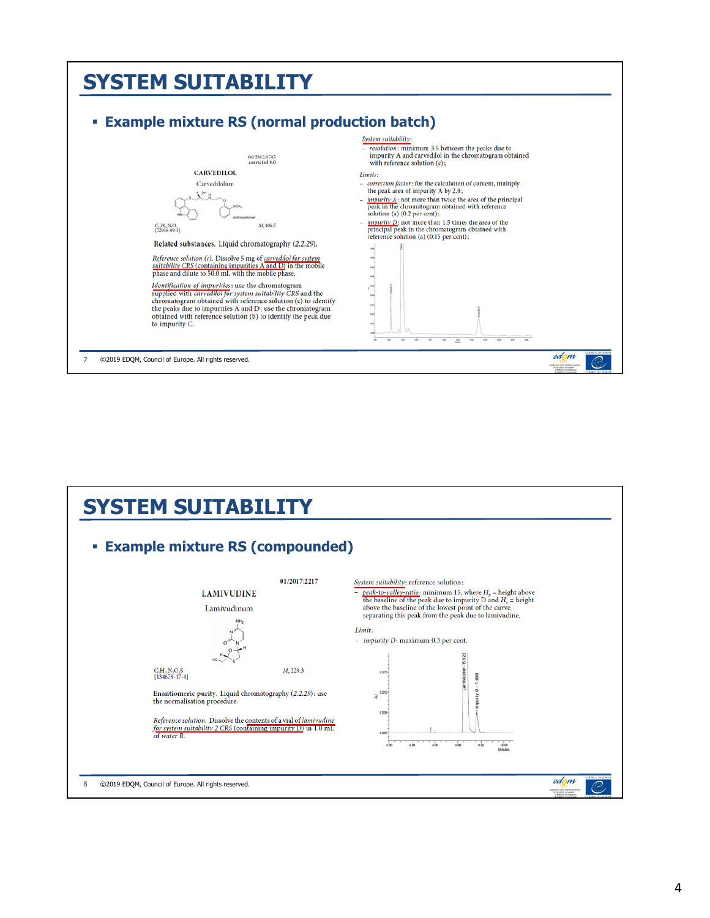# SYSTEM SUITABILITY

- **Example mixture RS (normal production batch)**

04/2012:1745
corrected 8.0

**CARVEDILOL**

Carvedilolum

and enantiomer

$C_{24}H_{26}N_2O_4$
[72956-09-3]

$M_r$ 406.5

**Related substances.** Liquid chromatography (2.2.29).

*Reference solution (c).* Dissolve 5 mg of *carvedilol for system suitability CRS* (containing impurities A and D) in the mobile phase and dilute to 50.0 mL with the mobile phase.

*Identification of impurities*: use the chromatogram supplied with *carvedilol for system suitability CRS* and the chromatogram obtained with reference solution (c) to identify the peaks due to impurities A and D; use the chromatogram obtained with reference solution (b) to identify the peak due to impurity C.

*System suitability*:

- *resolution*: minimum 3.5 between the peaks due to impurity A and carvedilol in the chromatogram obtained with reference solution (c);

*Limits*:

- *correction factor*: for the calculation of content, multiply the peak area of impurity A by 2.0;
- *impurity A*: not more than twice the area of the principal peak in the chromatogram obtained with reference solution (a) (0.2 per cent);
- *impurity D*: not more than 1.5 times the area of the principal peak in the chromatogram obtained with reference solution (a) (0.15 per cent);

©2019 EDQM, Council of Europe. All rights reserved.

# SYSTEM SUITABILITY

- **Example mixture RS (compounded)**

01/2017:2217

**LAMIVUDINE**

Lamivudinum

$C_8H_{11}N_3O_3S$
[134678-17-4]

$M_r$ 229.3

**Enantiomeric purity.** Liquid chromatography (2.2.29): use the normalisation procedure.

*Reference solution.* Dissolve the contents of a vial of *lamivudine for system suitability 2 CRS* (containing impurity D) in 1.0 mL of *water R*.

*System suitability*: reference solution:

- *peak-to-valley-ratio*: minimum 15, where $H_p$ = height above the baseline of the peak due to impurity D and $H_v$ = height above the baseline of the lowest point of the curve separating this peak from the peak due to lamivudine.

*Limit*:

- *impurity D*: maximum 0.3 per cent.

©2019 EDQM, Council of Europe. All rights reserved.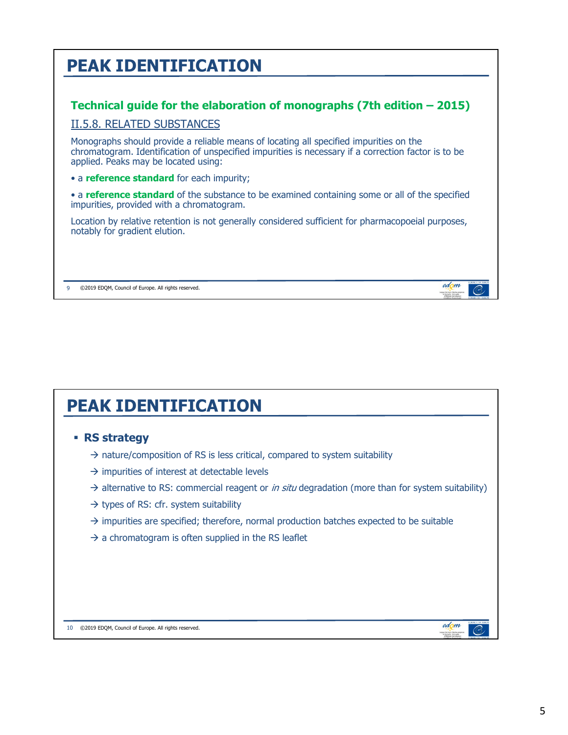# PEAK IDENTIFICATION

## Technical guide for the elaboration of monographs (7th edition – 2015)

### II.5.8. RELATED SUBSTANCES

Monographs should provide a reliable means of locating all specified impurities on the chromatogram. Identification of unspecified impurities is necessary if a correction factor is to be applied. Peaks may be located using:

- a **reference standard** for each impurity;
- a **reference standard** of the substance to be examined containing some or all of the specified impurities, provided with a chromatogram.

Location by relative retention is not generally considered sufficient for pharmacopoeial purposes, notably for gradient elution.

# PEAK IDENTIFICATION

- **RS strategy**
  - → nature/composition of RS is less critical, compared to system suitability
  - → impurities of interest at detectable levels
  - → alternative to RS: commercial reagent or *in situ* degradation (more than for system suitability)
  - → types of RS: cfr. system suitability
  - → impurities are specified; therefore, normal production batches expected to be suitable
  - → a chromatogram is often supplied in the RS leaflet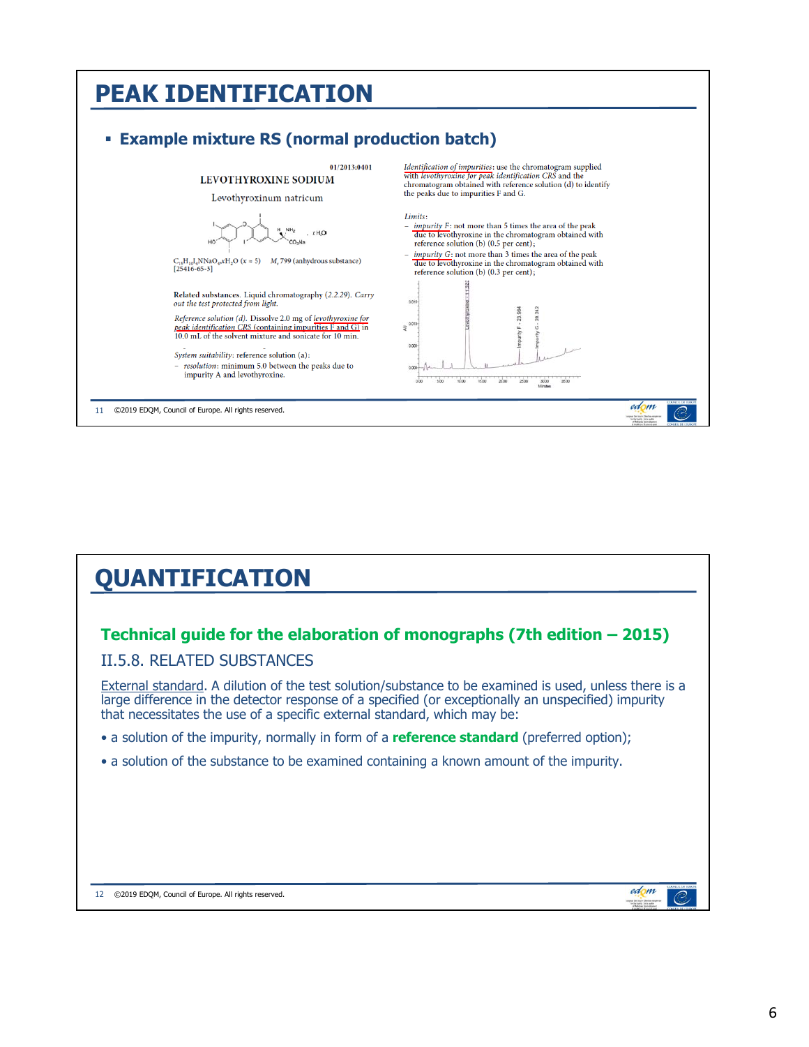# PEAK IDENTIFICATION

- **Example mixture RS (normal production batch)**

01/2013:0401

LEVOTHYROXINE SODIUM

Levothyroxinum natricum

$C_{15}H_{10}I_4NNaO_4,xH_2O$ ($x \approx 5$) $M_r$ 799 (anhydrous substance)
[25416-65-3]

**Related substances.** Liquid chromatography (2.2.29). *Carry out the test protected from light.*

*Reference solution (d).* Dissolve 2.0 mg of *levothyroxine for peak identification CRS* (containing impurities F and G) in 10.0 mL of the solvent mixture and sonicate for 10 min.

*System suitability*: reference solution (a):
- *resolution*: minimum 5.0 between the peaks due to impurity A and levothyroxine.

*Identification of impurities*: use the chromatogram supplied with *levothyroxine for peak identification CRS* and the chromatogram obtained with reference solution (d) to identify the peaks due to impurities F and G.

*Limits*:
- *impurity F*: not more than 5 times the area of the peak due to levothyroxine in the chromatogram obtained with reference solution (b) (0.5 per cent);
- *impurity G*: not more than 3 times the area of the peak due to levothyroxine in the chromatogram obtained with reference solution (b) (0.3 per cent);

Levothyroxine - 11.522; Impurity F - 23.994; Impurity G - 28.242

# QUANTIFICATION

## Technical guide for the elaboration of monographs (7th edition – 2015)

### II.5.8. RELATED SUBSTANCES

External standard. A dilution of the test solution/substance to be examined is used, unless there is a large difference in the detector response of a specified (or exceptionally an unspecified) impurity that necessitates the use of a specific external standard, which may be:

- a solution of the impurity, normally in form of a **reference standard** (preferred option);
- a solution of the substance to be examined containing a known amount of the impurity.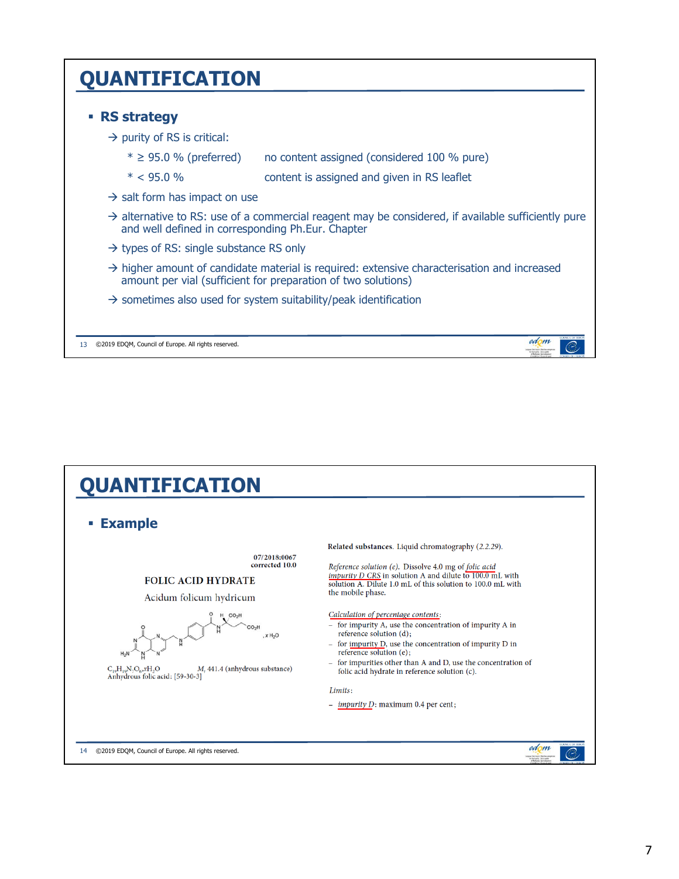# QUANTIFICATION

- **RS strategy**

  → purity of RS is critical:

  - * ≥ 95.0 % (preferred) — no content assigned (considered 100 % pure)
  - * < 95.0 % — content is assigned and given in RS leaflet

  → salt form has impact on use

  → alternative to RS: use of a commercial reagent may be considered, if available sufficiently pure and well defined in corresponding Ph.Eur. Chapter

  → types of RS: single substance RS only

  → higher amount of candidate material is required: extensive characterisation and increased amount per vial (sufficient for preparation of two solutions)

  → sometimes also used for system suitability/peak identification

# QUANTIFICATION

- **Example**

07/2018:0067
corrected 10.0

FOLIC ACID HYDRATE

Acidum folicum hydricum

$C_{19}H_{19}N_7O_6,xH_2O$ — $M_r$ 441.4 (anhydrous substance)

Anhydrous folic acid: [59-30-3]

**Related substances.** Liquid chromatography (*2.2.29*).

*Reference solution (e).* Dissolve 4.0 mg of *folic acid impurity D CRS* in solution A and dilute to 100.0 mL with solution A. Dilute 1.0 mL of this solution to 100.0 mL with the mobile phase.

*Calculation of percentage contents*:

- for impurity A, use the concentration of impurity A in reference solution (d);
- for impurity D, use the concentration of impurity D in reference solution (e);
- for impurities other than A and D, use the concentration of folic acid hydrate in reference solution (c).

*Limits*:

- *impurity D*: maximum 0.4 per cent;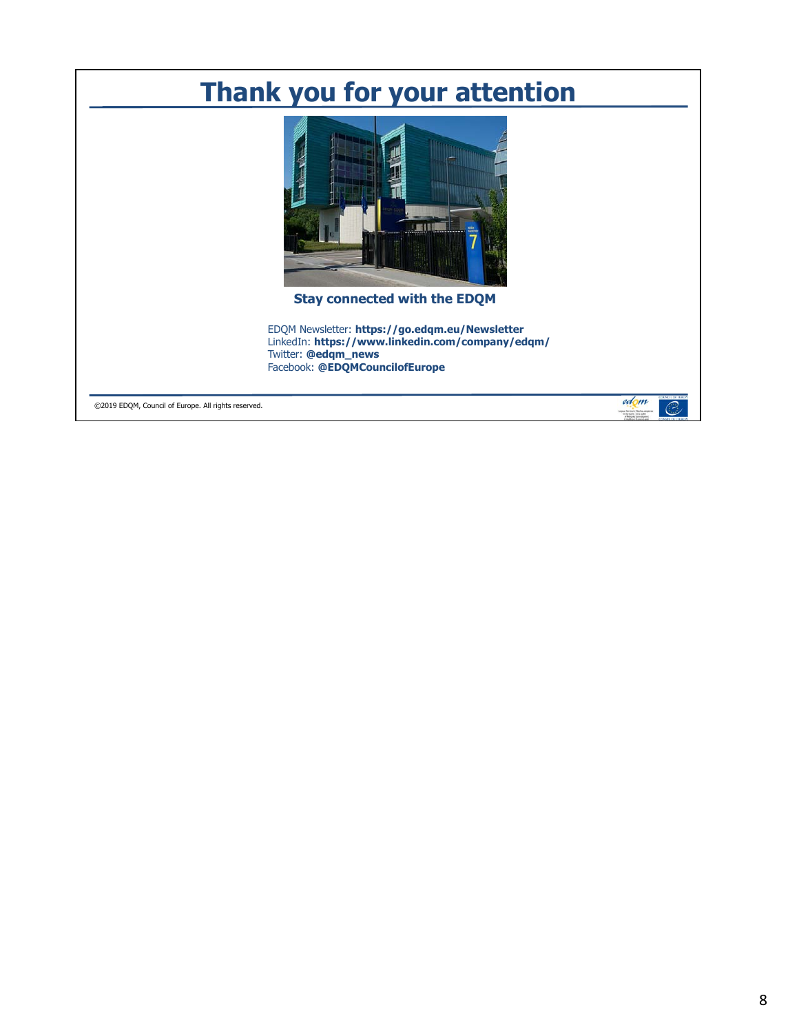# Thank you for your attention

**Stay connected with the EDQM**

EDQM Newsletter: **https://go.edqm.eu/Newsletter**
LinkedIn: **https://www.linkedin.com/company/edqm/**
Twitter: **@edqm_news**
Facebook: **@EDQMCouncilofEurope**

©2019 EDQM, Council of Europe. All rights reserved.